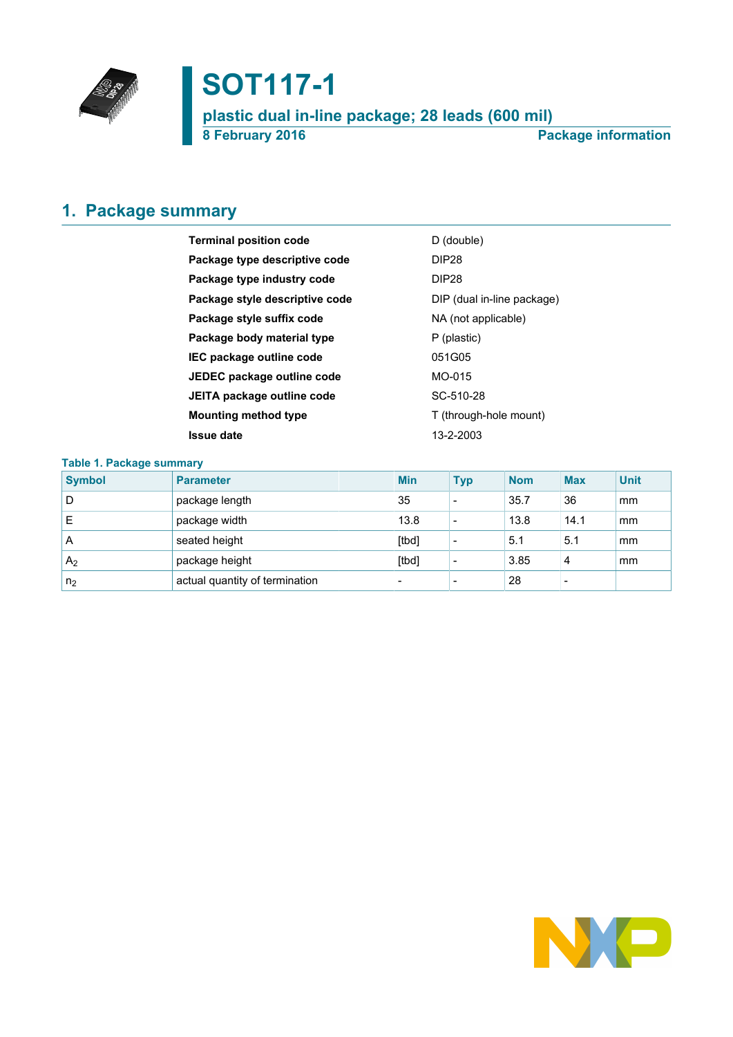# SOT117-1

## plastic dual in-line package; 28 leads (600 mil)

8 February 2016 — Package information

## 1. Package summary

| | |
|---|---|
| **Terminal position code** | D (double) |
| **Package type descriptive code** | DIP28 |
| **Package type industry code** | DIP28 |
| **Package style descriptive code** | DIP (dual in-line package) |
| **Package style suffix code** | NA (not applicable) |
| **Package body material type** | P (plastic) |
| **IEC package outline code** | 051G05 |
| **JEDEC package outline code** | MO-015 |
| **JEITA package outline code** | SC-510-28 |
| **Mounting method type** | T (through-hole mount) |
| **Issue date** | 13-2-2003 |

**Table 1. Package summary**

| Symbol | Parameter | Min | Typ | Nom | Max | Unit |
|---|---|---|---|---|---|---|
| D | package length | 35 | - | 35.7 | 36 | mm |
| E | package width | 13.8 | - | 13.8 | 14.1 | mm |
| A | seated height | [tbd] | - | 5.1 | 5.1 | mm |
| $A_2$ | package height | [tbd] | - | 3.85 | 4 | mm |
| $n_2$ | actual quantity of termination | - | - | 28 | - | |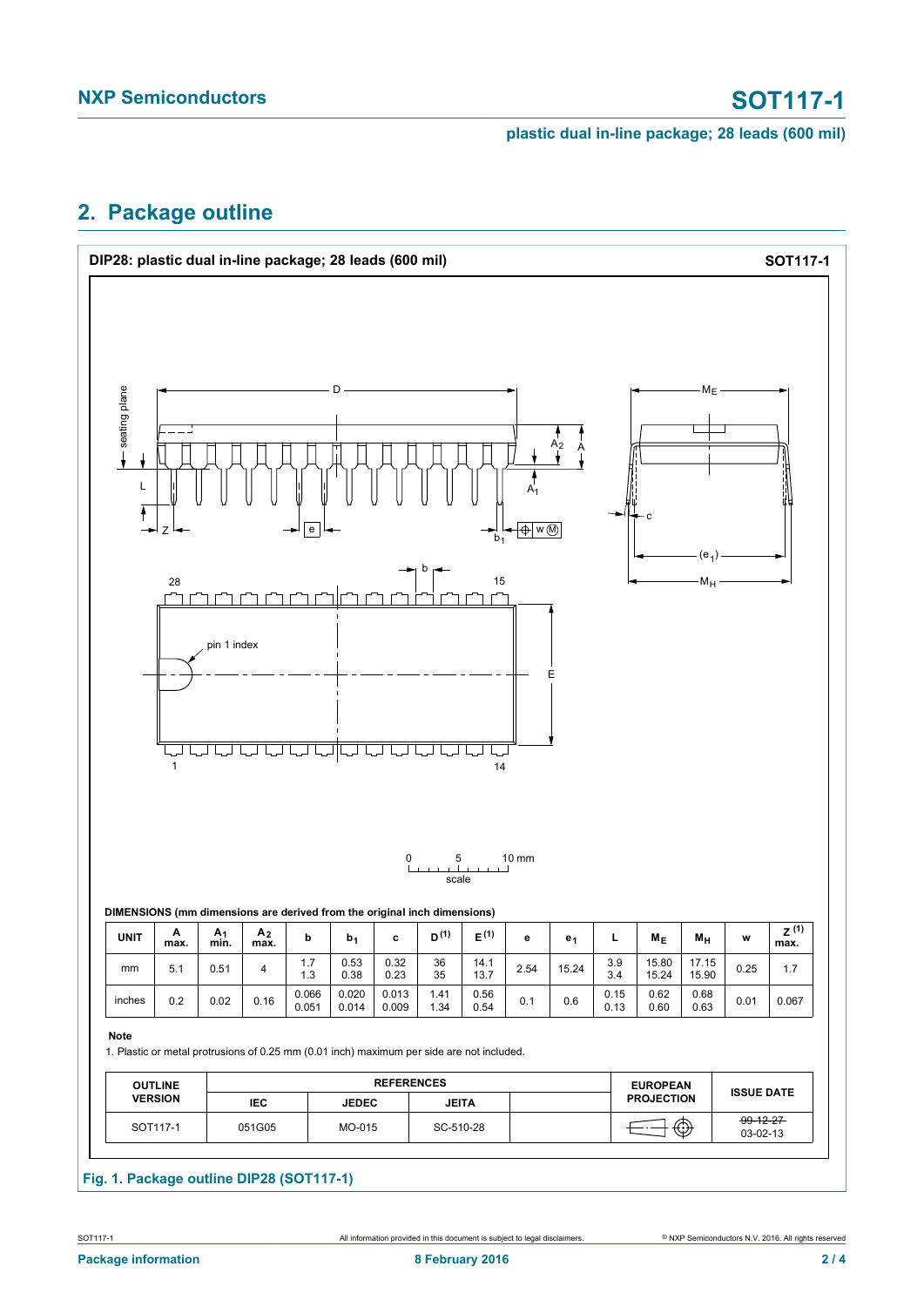## 2. Package outline

**DIP28: plastic dual in-line package; 28 leads (600 mil)** — **SOT117-1**

**DIMENSIONS (mm dimensions are derived from the original inch dimensions)**

| UNIT | A max. | $A_1$ min. | $A_2$ max. | b | $b_1$ | c | D [1] | E [1] | e | $e_1$ | L | $M_E$ | $M_H$ | w | Z [1] max. |
|---|---|---|---|---|---|---|---|---|---|---|---|---|---|---|---|
| mm | 5.1 | 0.51 | 4 | 1.7<br>1.3 | 0.53<br>0.38 | 0.32<br>0.23 | 36<br>35 | 14.1<br>13.7 | 2.54 | 15.24 | 3.9<br>3.4 | 15.80<br>15.24 | 17.15<br>15.90 | 0.25 | 1.7 |
| inches | 0.2 | 0.02 | 0.16 | 0.066<br>0.051 | 0.020<br>0.014 | 0.013<br>0.009 | 1.41<br>1.34 | 0.56<br>0.54 | 0.1 | 0.6 | 0.15<br>0.13 | 0.62<br>0.60 | 0.68<br>0.63 | 0.01 | 0.067 |

**Note**

1. Plastic or metal protrusions of 0.25 mm (0.01 inch) maximum per side are not included.

| OUTLINE VERSION | REFERENCES | | | | EUROPEAN PROJECTION | ISSUE DATE |
|---|---|---|---|---|---|---|
| | IEC | JEDEC | JEITA | | | |
| SOT117-1 | 051G05 | MO-015 | SC-510-28 | | | ~~99-12-27~~<br>03-02-13 |

Fig. 1. Package outline DIP28 (SOT117-1)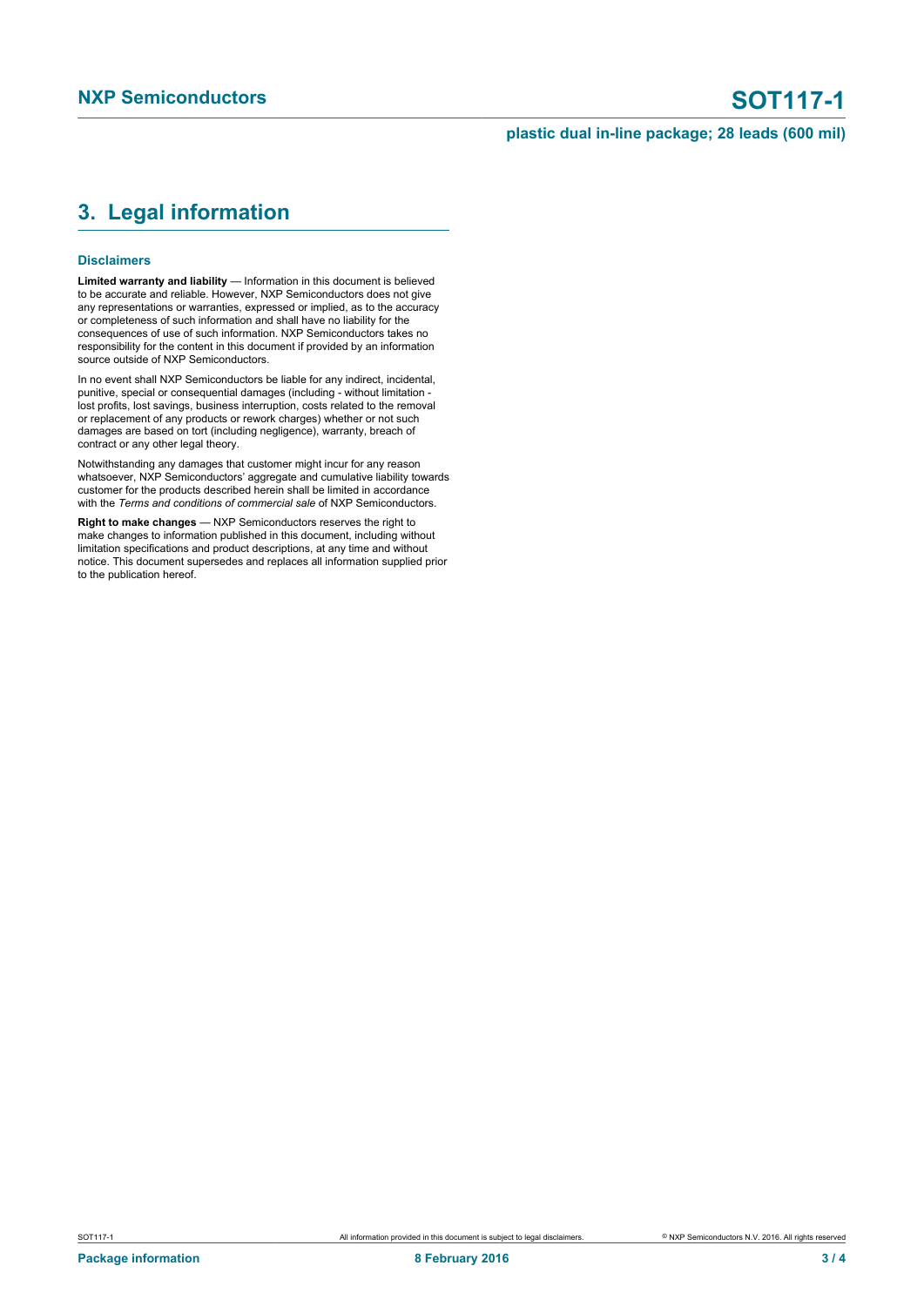# 3. Legal information

### Disclaimers

**Limited warranty and liability** — Information in this document is believed to be accurate and reliable. However, NXP Semiconductors does not give any representations or warranties, expressed or implied, as to the accuracy or completeness of such information and shall have no liability for the consequences of use of such information. NXP Semiconductors takes no responsibility for the content in this document if provided by an information source outside of NXP Semiconductors.

In no event shall NXP Semiconductors be liable for any indirect, incidental, punitive, special or consequential damages (including - without limitation - lost profits, lost savings, business interruption, costs related to the removal or replacement of any products or rework charges) whether or not such damages are based on tort (including negligence), warranty, breach of contract or any other legal theory.

Notwithstanding any damages that customer might incur for any reason whatsoever, NXP Semiconductors' aggregate and cumulative liability towards customer for the products described herein shall be limited in accordance with the *Terms and conditions of commercial sale* of NXP Semiconductors.

**Right to make changes** — NXP Semiconductors reserves the right to make changes to information published in this document, including without limitation specifications and product descriptions, at any time and without notice. This document supersedes and replaces all information supplied prior to the publication hereof.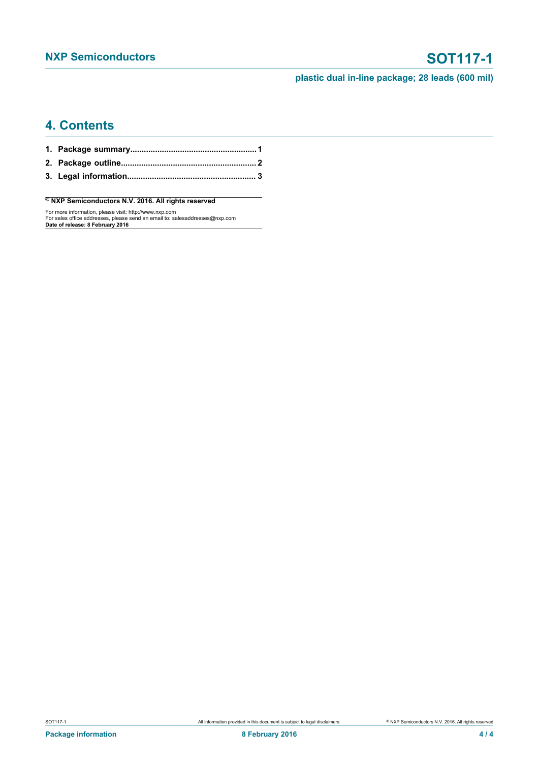## 4. Contents

**1. Package summary....................................................... 1**
**2. Package outline........................................................... 2**
**3. Legal information........................................................ 3**

**© NXP Semiconductors N.V. 2016. All rights reserved**

For more information, please visit: http://www.nxp.com
For sales office addresses, please send an email to: salesaddresses@nxp.com
**Date of release: 8 February 2016**